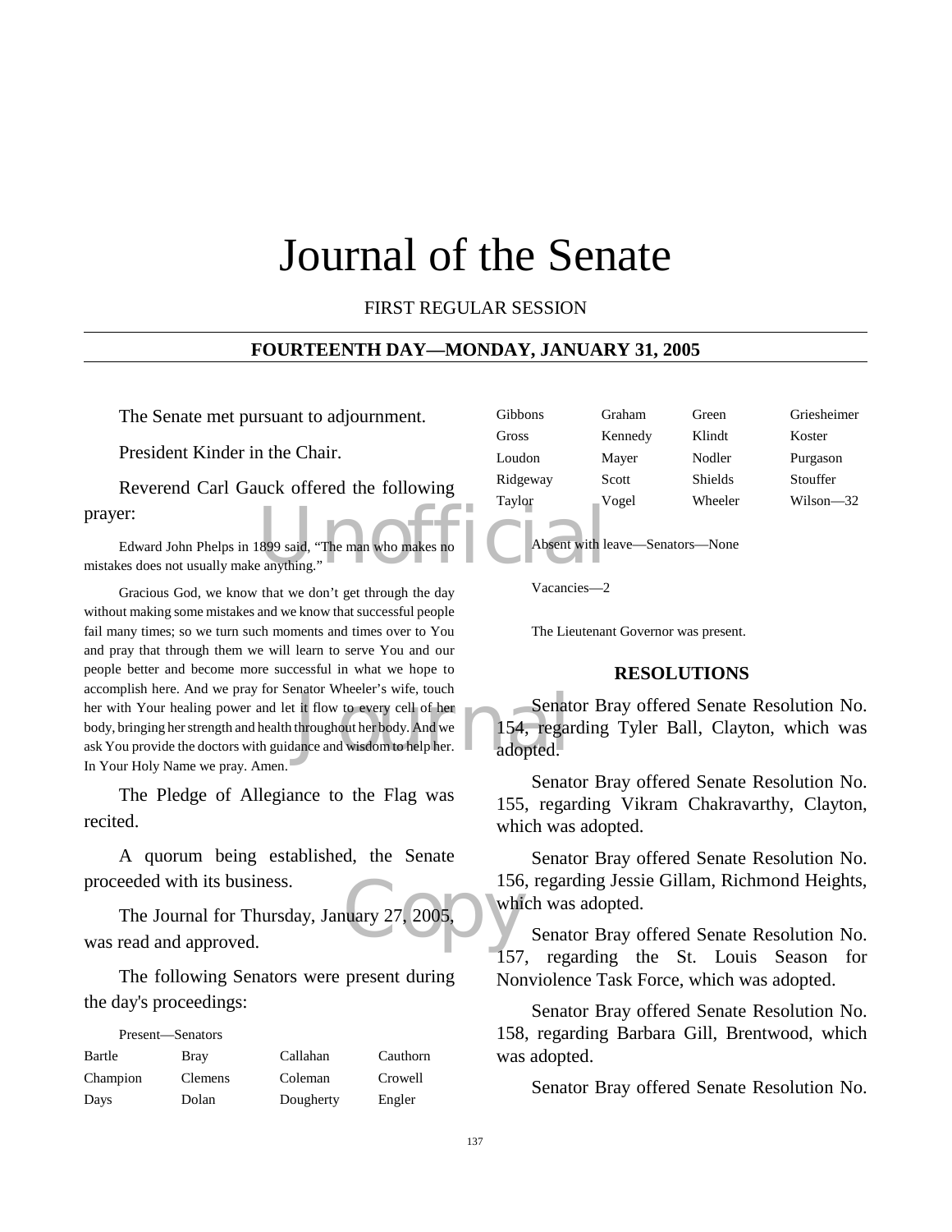# Journal of the Senate

FIRST REGULAR SESSION

## FOURTEENTH DAY—MONDAY, JANUARY 31, 2005

The Senate met pursuant to adjournment.

President Kinder in the Chair.

Reverend Carl Gauck offered the following prayer:

Edward John Phelps in 1899 said, "The man who makes no mistakes does not usually make anything."

Gracious God, we know that we don't get through the day without making some mistakes and we know that successful people fail many times; so we turn such moments and times over to You and pray that through them we will learn to serve You and our people better and become more successful in what we hope to accomplish here. And we pray for Senator Wheeler's wife, touch her with Your healing power and let it flow to every cell of her body, bringing her strength and health throughout her body. And we ask You provide the doctors with guidance and wisdom to help her. In Your Holy Name we pray. Amen.

The Pledge of Allegiance to the Flag was recited.

A quorum being established, the Senate proceeded with its business.

The Journal for Thursday, January 27, 2005, was read and approved.

The following Senators were present during the day's proceedings:

Present—Senators

| | | | |
|---|---|---|---|
| Bartle | Bray | Callahan | Cauthorn |
| Champion | Clemens | Coleman | Crowell |
| Days | Dolan | Dougherty | Engler |
| Gibbons | Graham | Green | Griesheimer |
| Gross | Kennedy | Klindt | Koster |
| Loudon | Mayer | Nodler | Purgason |
| Ridgeway | Scott | Shields | Stouffer |
| Taylor | Vogel | Wheeler | Wilson—32 |

Absent with leave—Senators—None

Vacancies—2

The Lieutenant Governor was present.

## RESOLUTIONS

Senator Bray offered Senate Resolution No. 154, regarding Tyler Ball, Clayton, which was adopted.

Senator Bray offered Senate Resolution No. 155, regarding Vikram Chakravarthy, Clayton, which was adopted.

Senator Bray offered Senate Resolution No. 156, regarding Jessie Gillam, Richmond Heights, which was adopted.

Senator Bray offered Senate Resolution No. 157, regarding the St. Louis Season for Nonviolence Task Force, which was adopted.

Senator Bray offered Senate Resolution No. 158, regarding Barbara Gill, Brentwood, which was adopted.

Senator Bray offered Senate Resolution No.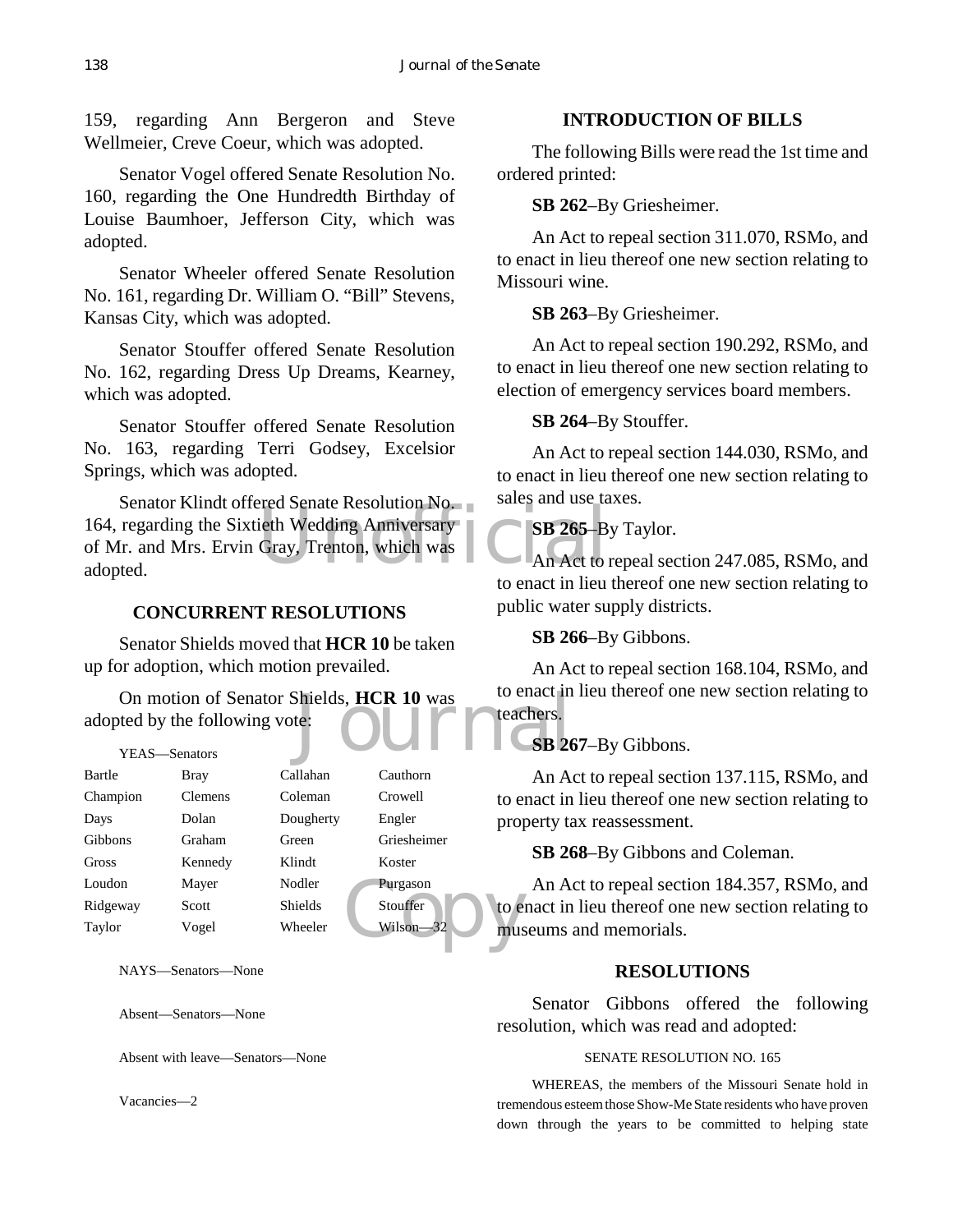159, regarding Ann Bergeron and Steve Wellmeier, Creve Coeur, which was adopted.

Senator Vogel offered Senate Resolution No. 160, regarding the One Hundredth Birthday of Louise Baumhoer, Jefferson City, which was adopted.

Senator Wheeler offered Senate Resolution No. 161, regarding Dr. William O. "Bill" Stevens, Kansas City, which was adopted.

Senator Stouffer offered Senate Resolution No. 162, regarding Dress Up Dreams, Kearney, which was adopted.

Senator Stouffer offered Senate Resolution No. 163, regarding Terri Godsey, Excelsior Springs, which was adopted.

Senator Klindt offered Senate Resolution No. 164, regarding the Sixtieth Wedding Anniversary of Mr. and Mrs. Ervin Gray, Trenton, which was adopted.

## CONCURRENT RESOLUTIONS

Senator Shields moved that **HCR 10** be taken up for adoption, which motion prevailed.

On motion of Senator Shields, **HCR 10** was adopted by the following vote:

YEAS—Senators

| | | | |
|---|---|---|---|
| Bartle | Bray | Callahan | Cauthorn |
| Champion | Clemens | Coleman | Crowell |
| Days | Dolan | Dougherty | Engler |
| Gibbons | Graham | Green | Griesheimer |
| Gross | Kennedy | Klindt | Koster |
| Loudon | Mayer | Nodler | Purgason |
| Ridgeway | Scott | Shields | Stouffer |
| Taylor | Vogel | Wheeler | Wilson—32 |

NAYS—Senators—None

Absent—Senators—None

Absent with leave—Senators—None

Vacancies—2

## INTRODUCTION OF BILLS

The following Bills were read the 1st time and ordered printed:

**SB 262**–By Griesheimer.

An Act to repeal section 311.070, RSMo, and to enact in lieu thereof one new section relating to Missouri wine.

**SB 263**–By Griesheimer.

An Act to repeal section 190.292, RSMo, and to enact in lieu thereof one new section relating to election of emergency services board members.

**SB 264**–By Stouffer.

An Act to repeal section 144.030, RSMo, and to enact in lieu thereof one new section relating to sales and use taxes.

**SB 265**–By Taylor.

An Act to repeal section 247.085, RSMo, and to enact in lieu thereof one new section relating to public water supply districts.

**SB 266**–By Gibbons.

An Act to repeal section 168.104, RSMo, and to enact in lieu thereof one new section relating to teachers.

**SB 267**–By Gibbons.

An Act to repeal section 137.115, RSMo, and to enact in lieu thereof one new section relating to property tax reassessment.

**SB 268**–By Gibbons and Coleman.

An Act to repeal section 184.357, RSMo, and to enact in lieu thereof one new section relating to museums and memorials.

## RESOLUTIONS

Senator Gibbons offered the following resolution, which was read and adopted:

SENATE RESOLUTION NO. 165

WHEREAS, the members of the Missouri Senate hold in tremendous esteem those Show-Me State residents who have proven down through the years to be committed to helping state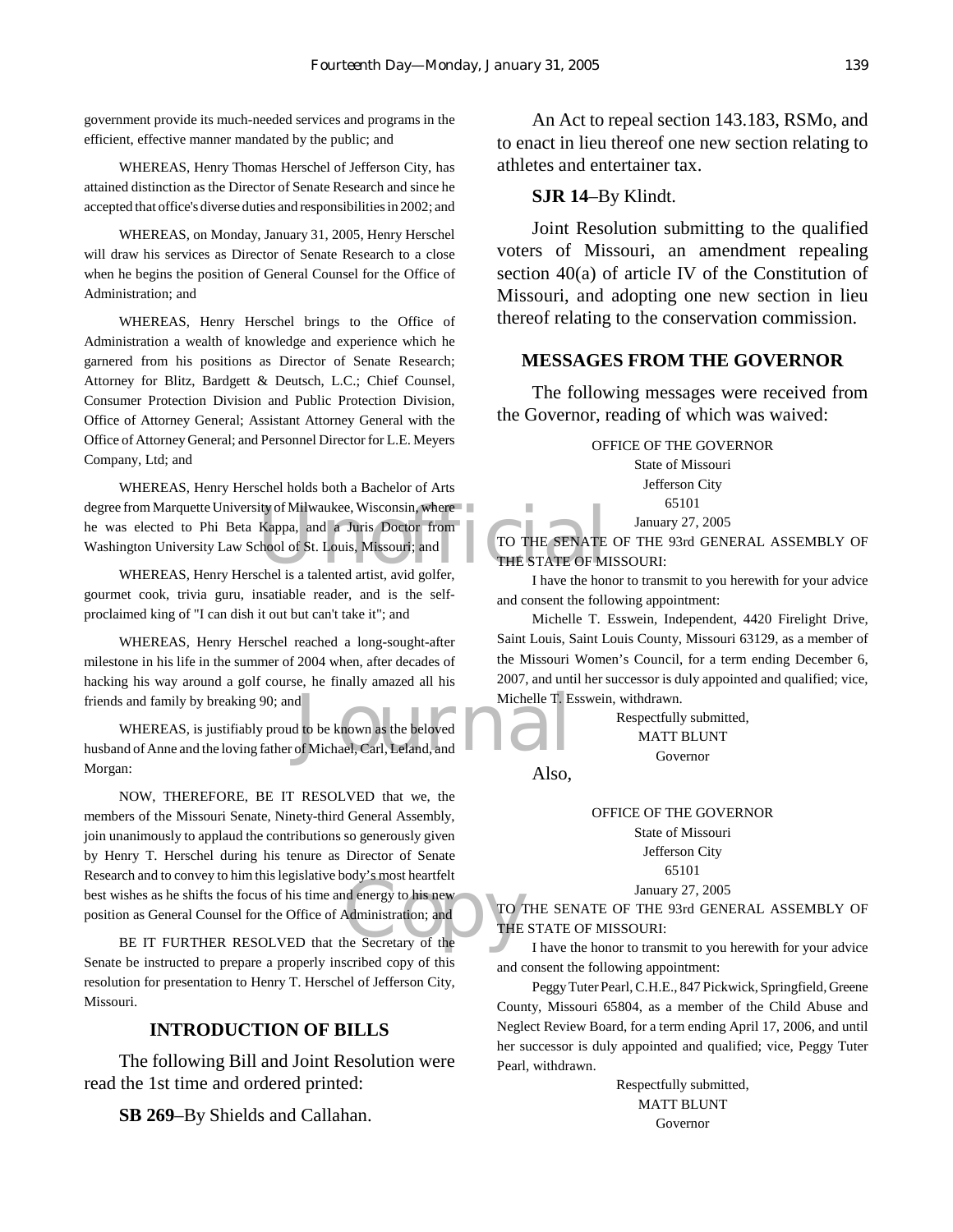government provide its much-needed services and programs in the efficient, effective manner mandated by the public; and

WHEREAS, Henry Thomas Herschel of Jefferson City, has attained distinction as the Director of Senate Research and since he accepted that office's diverse duties and responsibilities in 2002; and

WHEREAS, on Monday, January 31, 2005, Henry Herschel will draw his services as Director of Senate Research to a close when he begins the position of General Counsel for the Office of Administration; and

WHEREAS, Henry Herschel brings to the Office of Administration a wealth of knowledge and experience which he garnered from his positions as Director of Senate Research; Attorney for Blitz, Bardgett & Deutsch, L.C.; Chief Counsel, Consumer Protection Division and Public Protection Division, Office of Attorney General; Assistant Attorney General with the Office of Attorney General; and Personnel Director for L.E. Meyers Company, Ltd; and

WHEREAS, Henry Herschel holds both a Bachelor of Arts degree from Marquette University of Milwaukee, Wisconsin, where he was elected to Phi Beta Kappa, and a Juris Doctor from Washington University Law School of St. Louis, Missouri; and

WHEREAS, Henry Herschel is a talented artist, avid golfer, gourmet cook, trivia guru, insatiable reader, and is the self-proclaimed king of "I can dish it out but can't take it"; and

WHEREAS, Henry Herschel reached a long-sought-after milestone in his life in the summer of 2004 when, after decades of hacking his way around a golf course, he finally amazed all his friends and family by breaking 90; and

WHEREAS, is justifiably proud to be known as the beloved husband of Anne and the loving father of Michael, Carl, Leland, and Morgan:

NOW, THEREFORE, BE IT RESOLVED that we, the members of the Missouri Senate, Ninety-third General Assembly, join unanimously to applaud the contributions so generously given by Henry T. Herschel during his tenure as Director of Senate Research and to convey to him this legislative body's most heartfelt best wishes as he shifts the focus of his time and energy to his new position as General Counsel for the Office of Administration; and

BE IT FURTHER RESOLVED that the Secretary of the Senate be instructed to prepare a properly inscribed copy of this resolution for presentation to Henry T. Herschel of Jefferson City, Missouri.

## INTRODUCTION OF BILLS

The following Bill and Joint Resolution were read the 1st time and ordered printed:

**SB 269**–By Shields and Callahan.

An Act to repeal section 143.183, RSMo, and to enact in lieu thereof one new section relating to athletes and entertainer tax.

**SJR 14**–By Klindt.

Joint Resolution submitting to the qualified voters of Missouri, an amendment repealing section 40(a) of article IV of the Constitution of Missouri, and adopting one new section in lieu thereof relating to the conservation commission.

## MESSAGES FROM THE GOVERNOR

The following messages were received from the Governor, reading of which was waived:

OFFICE OF THE GOVERNOR
State of Missouri
Jefferson City
65101
January 27, 2005

TO THE SENATE OF THE 93rd GENERAL ASSEMBLY OF THE STATE OF MISSOURI:

I have the honor to transmit to you herewith for your advice and consent the following appointment:

Michelle T. Esswein, Independent, 4420 Firelight Drive, Saint Louis, Saint Louis County, Missouri 63129, as a member of the Missouri Women's Council, for a term ending December 6, 2007, and until her successor is duly appointed and qualified; vice, Michelle T. Esswein, withdrawn.

Respectfully submitted,
MATT BLUNT
Governor

Also,

OFFICE OF THE GOVERNOR
State of Missouri
Jefferson City
65101
January 27, 2005

TO THE SENATE OF THE 93rd GENERAL ASSEMBLY OF THE STATE OF MISSOURI:

I have the honor to transmit to you herewith for your advice and consent the following appointment:

Peggy Tuter Pearl, C.H.E., 847 Pickwick, Springfield, Greene County, Missouri 65804, as a member of the Child Abuse and Neglect Review Board, for a term ending April 17, 2006, and until her successor is duly appointed and qualified; vice, Peggy Tuter Pearl, withdrawn.

Respectfully submitted,
MATT BLUNT
Governor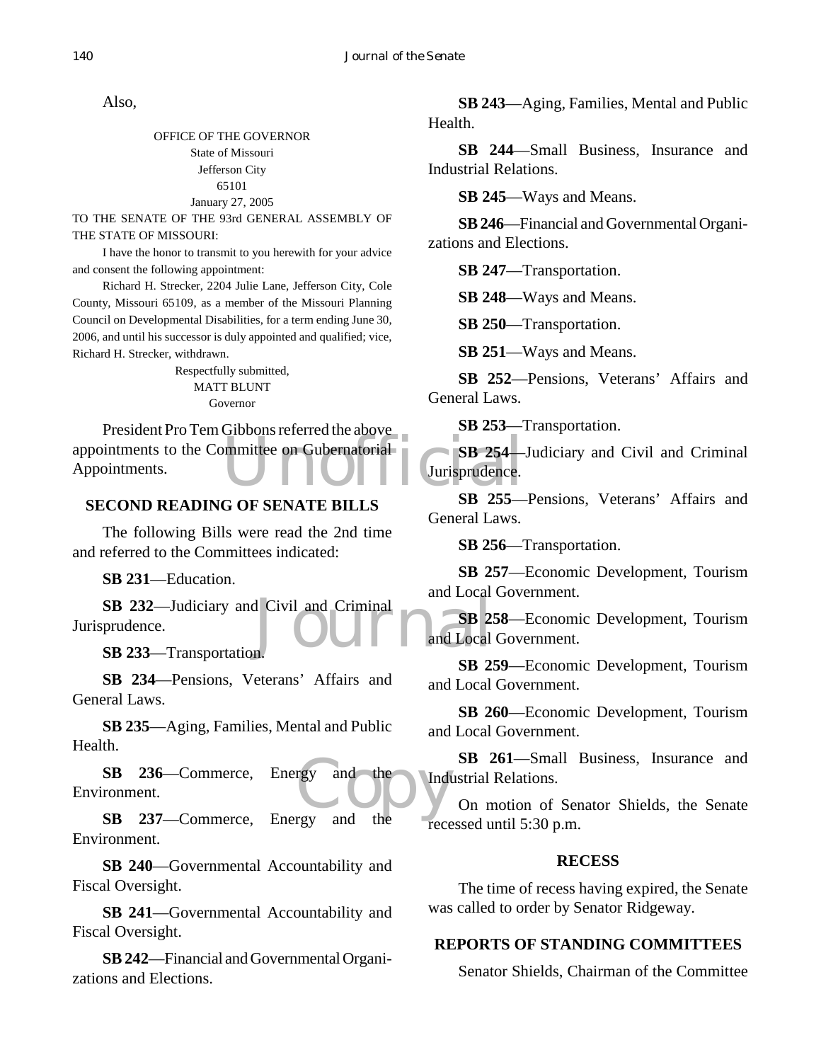Also,

OFFICE OF THE GOVERNOR
State of Missouri
Jefferson City
65101
January 27, 2005

TO THE SENATE OF THE 93rd GENERAL ASSEMBLY OF THE STATE OF MISSOURI:

I have the honor to transmit to you herewith for your advice and consent the following appointment:

Richard H. Strecker, 2204 Julie Lane, Jefferson City, Cole County, Missouri 65109, as a member of the Missouri Planning Council on Developmental Disabilities, for a term ending June 30, 2006, and until his successor is duly appointed and qualified; vice, Richard H. Strecker, withdrawn.

Respectfully submitted,
MATT BLUNT
Governor

President Pro Tem Gibbons referred the above appointments to the Committee on Gubernatorial Appointments.

## SECOND READING OF SENATE BILLS

The following Bills were read the 2nd time and referred to the Committees indicated:

**SB 231**—Education.

**SB 232**—Judiciary and Civil and Criminal Jurisprudence.

**SB 233**—Transportation.

**SB 234**—Pensions, Veterans' Affairs and General Laws.

**SB 235**—Aging, Families, Mental and Public Health.

**SB 236**—Commerce, Energy and the Environment.

**SB 237**—Commerce, Energy and the Environment.

**SB 240**—Governmental Accountability and Fiscal Oversight.

**SB 241**—Governmental Accountability and Fiscal Oversight.

**SB 242**—Financial and Governmental Organizations and Elections.

**SB 243**—Aging, Families, Mental and Public Health.

**SB 244**—Small Business, Insurance and Industrial Relations.

**SB 245**—Ways and Means.

**SB 246**—Financial and Governmental Organizations and Elections.

**SB 247**—Transportation.

**SB 248**—Ways and Means.

**SB 250**—Transportation.

**SB 251**—Ways and Means.

**SB 252**—Pensions, Veterans' Affairs and General Laws.

**SB 253**—Transportation.

**SB 254**—Judiciary and Civil and Criminal Jurisprudence.

**SB 255**—Pensions, Veterans' Affairs and General Laws.

**SB 256**—Transportation.

**SB 257**—Economic Development, Tourism and Local Government.

**SB 258**—Economic Development, Tourism and Local Government.

**SB 259**—Economic Development, Tourism and Local Government.

**SB 260**—Economic Development, Tourism and Local Government.

**SB 261**—Small Business, Insurance and Industrial Relations.

On motion of Senator Shields, the Senate recessed until 5:30 p.m.

## RECESS

The time of recess having expired, the Senate was called to order by Senator Ridgeway.

## REPORTS OF STANDING COMMITTEES

Senator Shields, Chairman of the Committee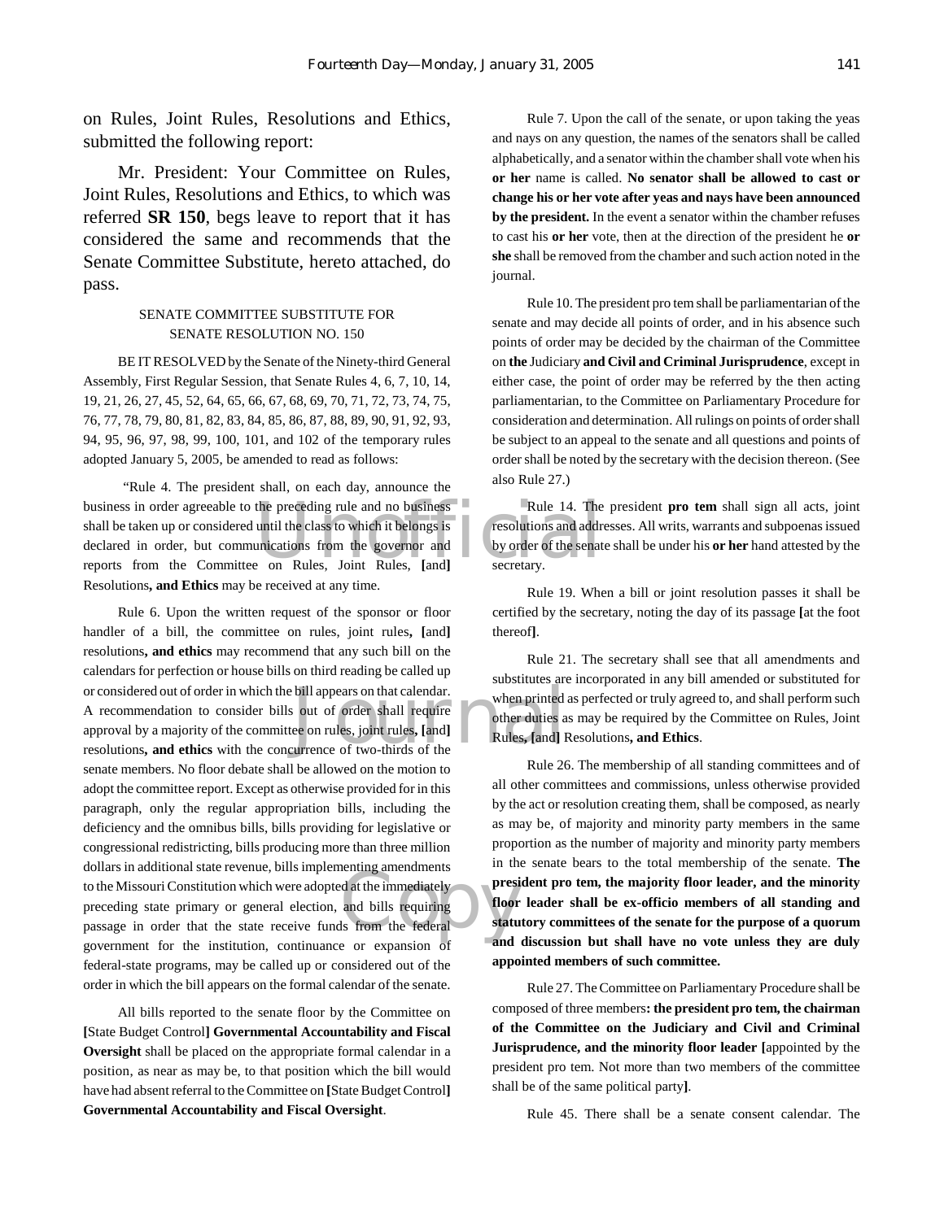on Rules, Joint Rules, Resolutions and Ethics, submitted the following report:

Mr. President: Your Committee on Rules, Joint Rules, Resolutions and Ethics, to which was referred **SR 150**, begs leave to report that it has considered the same and recommends that the Senate Committee Substitute, hereto attached, do pass.

SENATE COMMITTEE SUBSTITUTE FOR
SENATE RESOLUTION NO. 150

BE IT RESOLVED by the Senate of the Ninety-third General Assembly, First Regular Session, that Senate Rules 4, 6, 7, 10, 14, 19, 21, 26, 27, 45, 52, 64, 65, 66, 67, 68, 69, 70, 71, 72, 73, 74, 75, 76, 77, 78, 79, 80, 81, 82, 83, 84, 85, 86, 87, 88, 89, 90, 91, 92, 93, 94, 95, 96, 97, 98, 99, 100, 101, and 102 of the temporary rules adopted January 5, 2005, be amended to read as follows:

"Rule 4. The president shall, on each day, announce the business in order agreeable to the preceding rule and no business shall be taken up or considered until the class to which it belongs is declared in order, but communications from the governor and reports from the Committee on Rules, Joint Rules, **[**and**]** Resolutions**, and Ethics** may be received at any time.

Rule 6. Upon the written request of the sponsor or floor handler of a bill, the committee on rules, joint rules**, [**and**]** resolutions**, and ethics** may recommend that any such bill on the calendars for perfection or house bills on third reading be called up or considered out of order in which the bill appears on that calendar. A recommendation to consider bills out of order shall require approval by a majority of the committee on rules, joint rules**, [**and**]** resolutions**, and ethics** with the concurrence of two-thirds of the senate members. No floor debate shall be allowed on the motion to adopt the committee report. Except as otherwise provided for in this paragraph, only the regular appropriation bills, including the deficiency and the omnibus bills, bills providing for legislative or congressional redistricting, bills producing more than three million dollars in additional state revenue, bills implementing amendments to the Missouri Constitution which were adopted at the immediately preceding state primary or general election, and bills requiring passage in order that the state receive funds from the federal government for the institution, continuance or expansion of federal-state programs, may be called up or considered out of the order in which the bill appears on the formal calendar of the senate.

All bills reported to the senate floor by the Committee on **[**State Budget Control**] Governmental Accountability and Fiscal Oversight** shall be placed on the appropriate formal calendar in a position, as near as may be, to that position which the bill would have had absent referral to the Committee on **[**State Budget Control**] Governmental Accountability and Fiscal Oversight**.

Rule 7. Upon the call of the senate, or upon taking the yeas and nays on any question, the names of the senators shall be called alphabetically, and a senator within the chamber shall vote when his **or her** name is called. **No senator shall be allowed to cast or change his or her vote after yeas and nays have been announced by the president.** In the event a senator within the chamber refuses to cast his **or her** vote, then at the direction of the president he **or she** shall be removed from the chamber and such action noted in the journal.

Rule 10. The president pro tem shall be parliamentarian of the senate and may decide all points of order, and in his absence such points of order may be decided by the chairman of the Committee on **the** Judiciary **and Civil and Criminal Jurisprudence**, except in either case, the point of order may be referred by the then acting parliamentarian, to the Committee on Parliamentary Procedure for consideration and determination. All rulings on points of order shall be subject to an appeal to the senate and all questions and points of order shall be noted by the secretary with the decision thereon. (See also Rule 27.)

Rule 14. The president **pro tem** shall sign all acts, joint resolutions and addresses. All writs, warrants and subpoenas issued by order of the senate shall be under his **or her** hand attested by the secretary.

Rule 19. When a bill or joint resolution passes it shall be certified by the secretary, noting the day of its passage **[**at the foot thereof**]**.

Rule 21. The secretary shall see that all amendments and substitutes are incorporated in any bill amended or substituted for when printed as perfected or truly agreed to, and shall perform such other duties as may be required by the Committee on Rules, Joint Rules**, [**and**]** Resolutions**, and Ethics**.

Rule 26. The membership of all standing committees and of all other committees and commissions, unless otherwise provided by the act or resolution creating them, shall be composed, as nearly as may be, of majority and minority party members in the same proportion as the number of majority and minority party members in the senate bears to the total membership of the senate. **The president pro tem, the majority floor leader, and the minority floor leader shall be ex-officio members of all standing and statutory committees of the senate for the purpose of a quorum and discussion but shall have no vote unless they are duly appointed members of such committee.**

Rule 27. The Committee on Parliamentary Procedure shall be composed of three members**: the president pro tem, the chairman of the Committee on the Judiciary and Civil and Criminal Jurisprudence, and the minority floor leader [**appointed by the president pro tem. Not more than two members of the committee shall be of the same political party**]**.

Rule 45. There shall be a senate consent calendar. The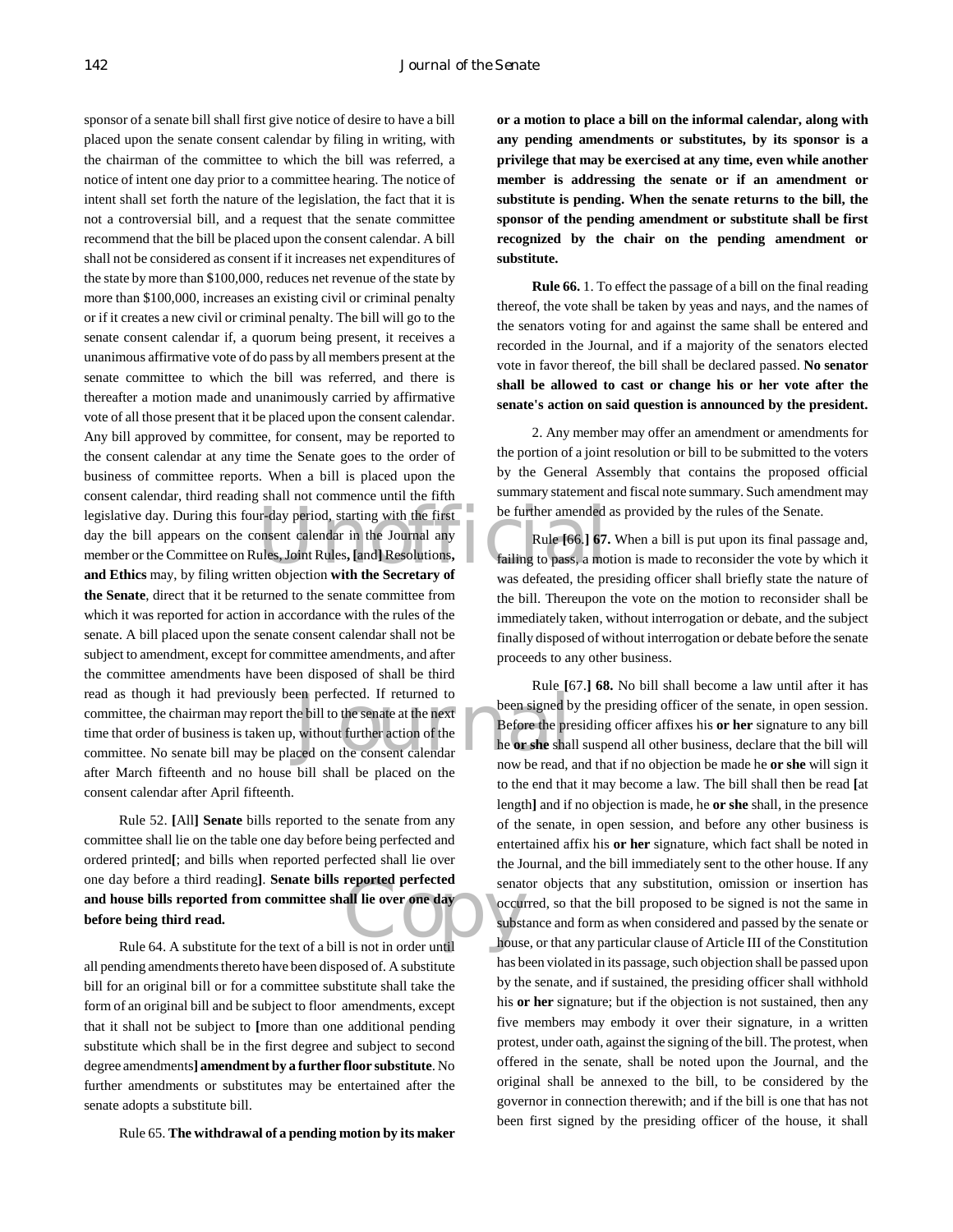sponsor of a senate bill shall first give notice of desire to have a bill placed upon the senate consent calendar by filing in writing, with the chairman of the committee to which the bill was referred, a notice of intent one day prior to a committee hearing. The notice of intent shall set forth the nature of the legislation, the fact that it is not a controversial bill, and a request that the senate committee recommend that the bill be placed upon the consent calendar. A bill shall not be considered as consent if it increases net expenditures of the state by more than $100,000, reduces net revenue of the state by more than $100,000, increases an existing civil or criminal penalty or if it creates a new civil or criminal penalty. The bill will go to the senate consent calendar if, a quorum being present, it receives a unanimous affirmative vote of do pass by all members present at the senate committee to which the bill was referred, and there is thereafter a motion made and unanimously carried by affirmative vote of all those present that it be placed upon the consent calendar. Any bill approved by committee, for consent, may be reported to the consent calendar at any time the Senate goes to the order of business of committee reports. When a bill is placed upon the consent calendar, third reading shall not commence until the fifth legislative day. During this four-day period, starting with the first day the bill appears on the consent calendar in the Journal any member or the Committee on Rules, Joint Rules**,** [and] Resolutions**, and Ethics** may, by filing written objection **with the Secretary of the Senate**, direct that it be returned to the senate committee from which it was reported for action in accordance with the rules of the senate. A bill placed upon the senate consent calendar shall not be subject to amendment, except for committee amendments, and after the committee amendments have been disposed of shall be third read as though it had previously been perfected. If returned to committee, the chairman may report the bill to the senate at the next time that order of business is taken up, without further action of the committee. No senate bill may be placed on the consent calendar after March fifteenth and no house bill shall be placed on the consent calendar after April fifteenth.

Rule 52. **[**All**] Senate** bills reported to the senate from any committee shall lie on the table one day before being perfected and ordered printed**[**; and bills when reported perfected shall lie over one day before a third reading**]**. **Senate bills reported perfected and house bills reported from committee shall lie over one day before being third read.**

Rule 64. A substitute for the text of a bill is not in order until all pending amendments thereto have been disposed of. A substitute bill for an original bill or for a committee substitute shall take the form of an original bill and be subject to floor amendments, except that it shall not be subject to **[**more than one additional pending substitute which shall be in the first degree and subject to second degree amendments**] amendment by a further floor substitute**. No further amendments or substitutes may be entertained after the senate adopts a substitute bill.

Rule 65. **The withdrawal of a pending motion by its maker or a motion to place a bill on the informal calendar, along with any pending amendments or substitutes, by its sponsor is a privilege that may be exercised at any time, even while another member is addressing the senate or if an amendment or substitute is pending. When the senate returns to the bill, the sponsor of the pending amendment or substitute shall be first recognized by the chair on the pending amendment or substitute.**

**Rule 66.** 1. To effect the passage of a bill on the final reading thereof, the vote shall be taken by yeas and nays, and the names of the senators voting for and against the same shall be entered and recorded in the Journal, and if a majority of the senators elected vote in favor thereof, the bill shall be declared passed. **No senator shall be allowed to cast or change his or her vote after the senate's action on said question is announced by the president.**

2. Any member may offer an amendment or amendments for the portion of a joint resolution or bill to be submitted to the voters by the General Assembly that contains the proposed official summary statement and fiscal note summary. Such amendment may be further amended as provided by the rules of the Senate.

Rule **[**66.**] 67.** When a bill is put upon its final passage and, failing to pass, a motion is made to reconsider the vote by which it was defeated, the presiding officer shall briefly state the nature of the bill. Thereupon the vote on the motion to reconsider shall be immediately taken, without interrogation or debate, and the subject finally disposed of without interrogation or debate before the senate proceeds to any other business.

Rule **[**67.**] 68.** No bill shall become a law until after it has been signed by the presiding officer of the senate, in open session. Before the presiding officer affixes his **or her** signature to any bill he **or she** shall suspend all other business, declare that the bill will now be read, and that if no objection be made he **or she** will sign it to the end that it may become a law. The bill shall then be read **[**at length**]** and if no objection is made, he **or she** shall, in the presence of the senate, in open session, and before any other business is entertained affix his **or her** signature, which fact shall be noted in the Journal, and the bill immediately sent to the other house. If any senator objects that any substitution, omission or insertion has occurred, so that the bill proposed to be signed is not the same in substance and form as when considered and passed by the senate or house, or that any particular clause of Article III of the Constitution has been violated in its passage, such objection shall be passed upon by the senate, and if sustained, the presiding officer shall withhold his **or her** signature; but if the objection is not sustained, then any five members may embody it over their signature, in a written protest, under oath, against the signing of the bill. The protest, when offered in the senate, shall be noted upon the Journal, and the original shall be annexed to the bill, to be considered by the governor in connection therewith; and if the bill is one that has not been first signed by the presiding officer of the house, it shall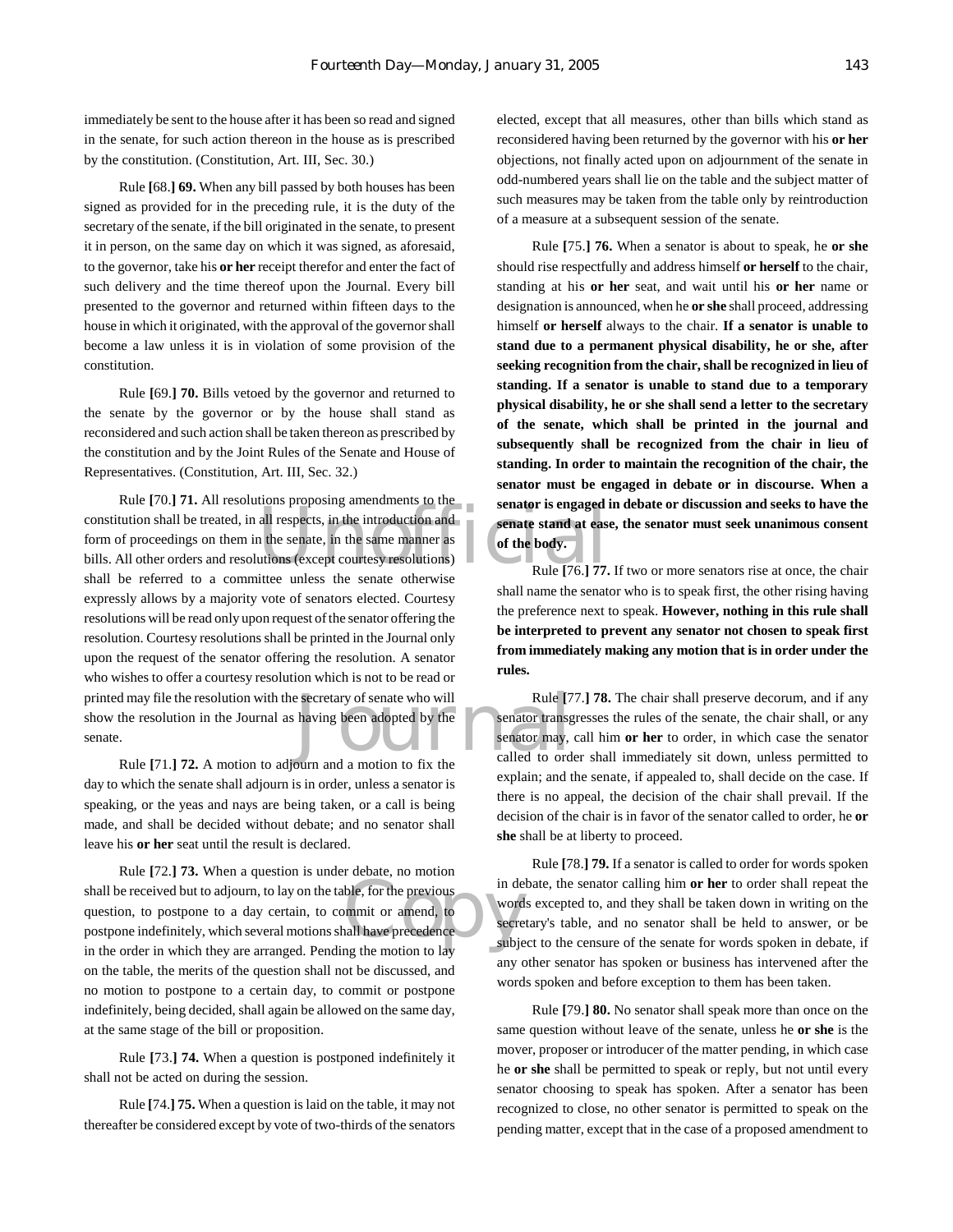immediately be sent to the house after it has been so read and signed in the senate, for such action thereon in the house as is prescribed by the constitution. (Constitution, Art. III, Sec. 30.)

Rule **[**68.**] 69.** When any bill passed by both houses has been signed as provided for in the preceding rule, it is the duty of the secretary of the senate, if the bill originated in the senate, to present it in person, on the same day on which it was signed, as aforesaid, to the governor, take his **or her** receipt therefor and enter the fact of such delivery and the time thereof upon the Journal. Every bill presented to the governor and returned within fifteen days to the house in which it originated, with the approval of the governor shall become a law unless it is in violation of some provision of the constitution.

Rule **[**69.**] 70.** Bills vetoed by the governor and returned to the senate by the governor or by the house shall stand as reconsidered and such action shall be taken thereon as prescribed by the constitution and by the Joint Rules of the Senate and House of Representatives. (Constitution, Art. III, Sec. 32.)

Rule **[**70.**] 71.** All resolutions proposing amendments to the constitution shall be treated, in all respects, in the introduction and form of proceedings on them in the senate, in the same manner as bills. All other orders and resolutions (except courtesy resolutions) shall be referred to a committee unless the senate otherwise expressly allows by a majority vote of senators elected. Courtesy resolutions will be read only upon request of the senator offering the resolution. Courtesy resolutions shall be printed in the Journal only upon the request of the senator offering the resolution. A senator who wishes to offer a courtesy resolution which is not to be read or printed may file the resolution with the secretary of senate who will show the resolution in the Journal as having been adopted by the senate.

Rule **[**71.**] 72.** A motion to adjourn and a motion to fix the day to which the senate shall adjourn is in order, unless a senator is speaking, or the yeas and nays are being taken, or a call is being made, and shall be decided without debate; and no senator shall leave his **or her** seat until the result is declared.

Rule **[**72.**] 73.** When a question is under debate, no motion shall be received but to adjourn, to lay on the table, for the previous question, to postpone to a day certain, to commit or amend, to postpone indefinitely, which several motions shall have precedence in the order in which they are arranged. Pending the motion to lay on the table, the merits of the question shall not be discussed, and no motion to postpone to a certain day, to commit or postpone indefinitely, being decided, shall again be allowed on the same day, at the same stage of the bill or proposition.

Rule **[**73.**] 74.** When a question is postponed indefinitely it shall not be acted on during the session.

Rule **[**74.**] 75.** When a question is laid on the table, it may not thereafter be considered except by vote of two-thirds of the senators elected, except that all measures, other than bills which stand as reconsidered having been returned by the governor with his **or her** objections, not finally acted upon on adjournment of the senate in odd-numbered years shall lie on the table and the subject matter of such measures may be taken from the table only by reintroduction of a measure at a subsequent session of the senate.

Rule **[**75.**] 76.** When a senator is about to speak, he **or she** should rise respectfully and address himself **or herself** to the chair, standing at his **or her** seat, and wait until his **or her** name or designation is announced, when he **or she** shall proceed, addressing himself **or herself** always to the chair. **If a senator is unable to stand due to a permanent physical disability, he or she, after seeking recognition from the chair, shall be recognized in lieu of standing. If a senator is unable to stand due to a temporary physical disability, he or she shall send a letter to the secretary of the senate, which shall be printed in the journal and subsequently shall be recognized from the chair in lieu of standing. In order to maintain the recognition of the chair, the senator must be engaged in debate or in discourse. When a senator is engaged in debate or discussion and seeks to have the senate stand at ease, the senator must seek unanimous consent of the body.**

Rule **[**76.**] 77.** If two or more senators rise at once, the chair shall name the senator who is to speak first, the other rising having the preference next to speak. **However, nothing in this rule shall be interpreted to prevent any senator not chosen to speak first from immediately making any motion that is in order under the rules.**

Rule **[**77.**] 78.** The chair shall preserve decorum, and if any senator transgresses the rules of the senate, the chair shall, or any senator may, call him **or her** to order, in which case the senator called to order shall immediately sit down, unless permitted to explain; and the senate, if appealed to, shall decide on the case. If there is no appeal, the decision of the chair shall prevail. If the decision of the chair is in favor of the senator called to order, he **or she** shall be at liberty to proceed.

Rule **[**78.**] 79.** If a senator is called to order for words spoken in debate, the senator calling him **or her** to order shall repeat the words excepted to, and they shall be taken down in writing on the secretary's table, and no senator shall be held to answer, or be subject to the censure of the senate for words spoken in debate, if any other senator has spoken or business has intervened after the words spoken and before exception to them has been taken.

Rule **[**79.**] 80.** No senator shall speak more than once on the same question without leave of the senate, unless he **or she** is the mover, proposer or introducer of the matter pending, in which case he **or she** shall be permitted to speak or reply, but not until every senator choosing to speak has spoken. After a senator has been recognized to close, no other senator is permitted to speak on the pending matter, except that in the case of a proposed amendment to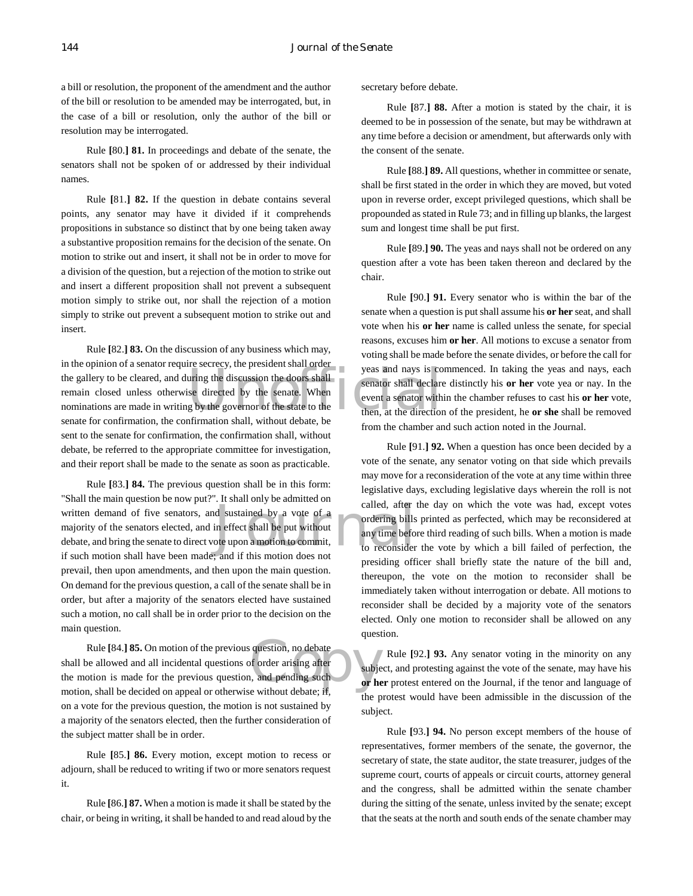a bill or resolution, the proponent of the amendment and the author of the bill or resolution to be amended may be interrogated, but, in the case of a bill or resolution, only the author of the bill or resolution may be interrogated.

Rule [80.] **81.** In proceedings and debate of the senate, the senators shall not be spoken of or addressed by their individual names.

Rule [81.] **82.** If the question in debate contains several points, any senator may have it divided if it comprehends propositions in substance so distinct that by one being taken away a substantive proposition remains for the decision of the senate. On motion to strike out and insert, it shall not be in order to move for a division of the question, but a rejection of the motion to strike out and insert a different proposition shall not prevent a subsequent motion simply to strike out, nor shall the rejection of a motion simply to strike out prevent a subsequent motion to strike out and insert.

Rule [82.] **83.** On the discussion of any business which may, in the opinion of a senator require secrecy, the president shall order the gallery to be cleared, and during the discussion the doors shall remain closed unless otherwise directed by the senate. When nominations are made in writing by the governor of the state to the senate for confirmation, the confirmation shall, without debate, be sent to the senate for confirmation, the confirmation shall, without debate, be referred to the appropriate committee for investigation, and their report shall be made to the senate as soon as practicable.

Rule [83.] **84.** The previous question shall be in this form: "Shall the main question be now put?". It shall only be admitted on written demand of five senators, and sustained by a vote of a majority of the senators elected, and in effect shall be put without debate, and bring the senate to direct vote upon a motion to commit, if such motion shall have been made; and if this motion does not prevail, then upon amendments, and then upon the main question. On demand for the previous question, a call of the senate shall be in order, but after a majority of the senators elected have sustained such a motion, no call shall be in order prior to the decision on the main question.

Rule [84.] **85.** On motion of the previous question, no debate shall be allowed and all incidental questions of order arising after the motion is made for the previous question, and pending such motion, shall be decided on appeal or otherwise without debate; if, on a vote for the previous question, the motion is not sustained by a majority of the senators elected, then the further consideration of the subject matter shall be in order.

Rule [85.] **86.** Every motion, except motion to recess or adjourn, shall be reduced to writing if two or more senators request it.

Rule [86.] **87.** When a motion is made it shall be stated by the chair, or being in writing, it shall be handed to and read aloud by the secretary before debate.

Rule [87.] **88.** After a motion is stated by the chair, it is deemed to be in possession of the senate, but may be withdrawn at any time before a decision or amendment, but afterwards only with the consent of the senate.

Rule [88.] **89.** All questions, whether in committee or senate, shall be first stated in the order in which they are moved, but voted upon in reverse order, except privileged questions, which shall be propounded as stated in Rule 73; and in filling up blanks, the largest sum and longest time shall be put first.

Rule [89.] **90.** The yeas and nays shall not be ordered on any question after a vote has been taken thereon and declared by the chair.

Rule [90.] **91.** Every senator who is within the bar of the senate when a question is put shall assume his **or her** seat, and shall vote when his **or her** name is called unless the senate, for special reasons, excuses him **or her**. All motions to excuse a senator from voting shall be made before the senate divides, or before the call for yeas and nays is commenced. In taking the yeas and nays, each senator shall declare distinctly his **or her** vote yea or nay. In the event a senator within the chamber refuses to cast his **or her** vote, then, at the direction of the president, he **or she** shall be removed from the chamber and such action noted in the Journal.

Rule [91.] **92.** When a question has once been decided by a vote of the senate, any senator voting on that side which prevails may move for a reconsideration of the vote at any time within three legislative days, excluding legislative days wherein the roll is not called, after the day on which the vote was had, except votes ordering bills printed as perfected, which may be reconsidered at any time before third reading of such bills. When a motion is made to reconsider the vote by which a bill failed of perfection, the presiding officer shall briefly state the nature of the bill and, thereupon, the vote on the motion to reconsider shall be immediately taken without interrogation or debate. All motions to reconsider shall be decided by a majority vote of the senators elected. Only one motion to reconsider shall be allowed on any question.

Rule [92.] **93.** Any senator voting in the minority on any subject, and protesting against the vote of the senate, may have his **or her** protest entered on the Journal, if the tenor and language of the protest would have been admissible in the discussion of the subject.

Rule [93.] **94.** No person except members of the house of representatives, former members of the senate, the governor, the secretary of state, the state auditor, the state treasurer, judges of the supreme court, courts of appeals or circuit courts, attorney general and the congress, shall be admitted within the senate chamber during the sitting of the senate, unless invited by the senate; except that the seats at the north and south ends of the senate chamber may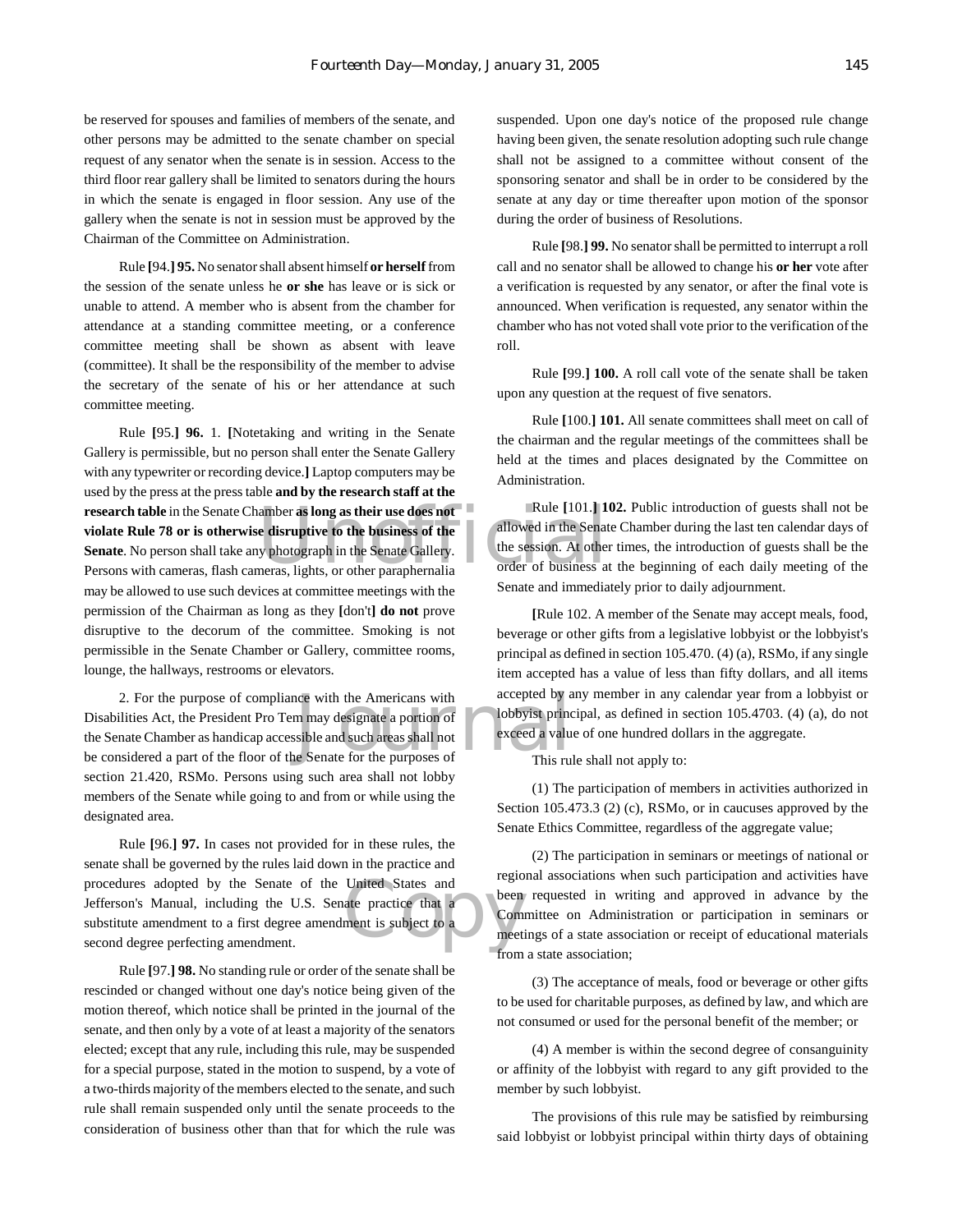be reserved for spouses and families of members of the senate, and other persons may be admitted to the senate chamber on special request of any senator when the senate is in session. Access to the third floor rear gallery shall be limited to senators during the hours in which the senate is engaged in floor session. Any use of the gallery when the senate is not in session must be approved by the Chairman of the Committee on Administration.

Rule **[**94.**] 95.** No senator shall absent himself **or herself** from the session of the senate unless he **or she** has leave or is sick or unable to attend. A member who is absent from the chamber for attendance at a standing committee meeting, or a conference committee meeting shall be shown as absent with leave (committee). It shall be the responsibility of the member to advise the secretary of the senate of his or her attendance at such committee meeting.

Rule **[**95.**] 96.** 1. **[**Notetaking and writing in the Senate Gallery is permissible, but no person shall enter the Senate Gallery with any typewriter or recording device.**]** Laptop computers may be used by the press at the press table **and by the research staff at the research table** in the Senate Chamber **as long as their use does not violate Rule 78 or is otherwise disruptive to the business of the Senate**. No person shall take any photograph in the Senate Gallery. Persons with cameras, flash cameras, lights, or other paraphernalia may be allowed to use such devices at committee meetings with the permission of the Chairman as long as they **[**don't**] do not** prove disruptive to the decorum of the committee. Smoking is not permissible in the Senate Chamber or Gallery, committee rooms, lounge, the hallways, restrooms or elevators.

2. For the purpose of compliance with the Americans with Disabilities Act, the President Pro Tem may designate a portion of the Senate Chamber as handicap accessible and such areas shall not be considered a part of the floor of the Senate for the purposes of section 21.420, RSMo. Persons using such area shall not lobby members of the Senate while going to and from or while using the designated area.

Rule **[**96.**] 97.** In cases not provided for in these rules, the senate shall be governed by the rules laid down in the practice and procedures adopted by the Senate of the United States and Jefferson's Manual, including the U.S. Senate practice that a substitute amendment to a first degree amendment is subject to a second degree perfecting amendment.

Rule **[**97.**] 98.** No standing rule or order of the senate shall be rescinded or changed without one day's notice being given of the motion thereof, which notice shall be printed in the journal of the senate, and then only by a vote of at least a majority of the senators elected; except that any rule, including this rule, may be suspended for a special purpose, stated in the motion to suspend, by a vote of a two-thirds majority of the members elected to the senate, and such rule shall remain suspended only until the senate proceeds to the consideration of business other than that for which the rule was suspended. Upon one day's notice of the proposed rule change having been given, the senate resolution adopting such rule change shall not be assigned to a committee without consent of the sponsoring senator and shall be in order to be considered by the senate at any day or time thereafter upon motion of the sponsor during the order of business of Resolutions.

Rule **[**98.**] 99.** No senator shall be permitted to interrupt a roll call and no senator shall be allowed to change his **or her** vote after a verification is requested by any senator, or after the final vote is announced. When verification is requested, any senator within the chamber who has not voted shall vote prior to the verification of the roll.

Rule **[**99.**] 100.** A roll call vote of the senate shall be taken upon any question at the request of five senators.

Rule **[**100.**] 101.** All senate committees shall meet on call of the chairman and the regular meetings of the committees shall be held at the times and places designated by the Committee on Administration.

Rule **[**101.**] 102.** Public introduction of guests shall not be allowed in the Senate Chamber during the last ten calendar days of the session. At other times, the introduction of guests shall be the order of business at the beginning of each daily meeting of the Senate and immediately prior to daily adjournment.

**[**Rule 102. A member of the Senate may accept meals, food, beverage or other gifts from a legislative lobbyist or the lobbyist's principal as defined in section 105.470. (4) (a), RSMo, if any single item accepted has a value of less than fifty dollars, and all items accepted by any member in any calendar year from a lobbyist or lobbyist principal, as defined in section 105.4703. (4) (a), do not exceed a value of one hundred dollars in the aggregate.

This rule shall not apply to:

(1) The participation of members in activities authorized in Section 105.473.3 (2) (c), RSMo, or in caucuses approved by the Senate Ethics Committee, regardless of the aggregate value;

(2) The participation in seminars or meetings of national or regional associations when such participation and activities have been requested in writing and approved in advance by the Committee on Administration or participation in seminars or meetings of a state association or receipt of educational materials from a state association;

(3) The acceptance of meals, food or beverage or other gifts to be used for charitable purposes, as defined by law, and which are not consumed or used for the personal benefit of the member; or

(4) A member is within the second degree of consanguinity or affinity of the lobbyist with regard to any gift provided to the member by such lobbyist.

The provisions of this rule may be satisfied by reimbursing said lobbyist or lobbyist principal within thirty days of obtaining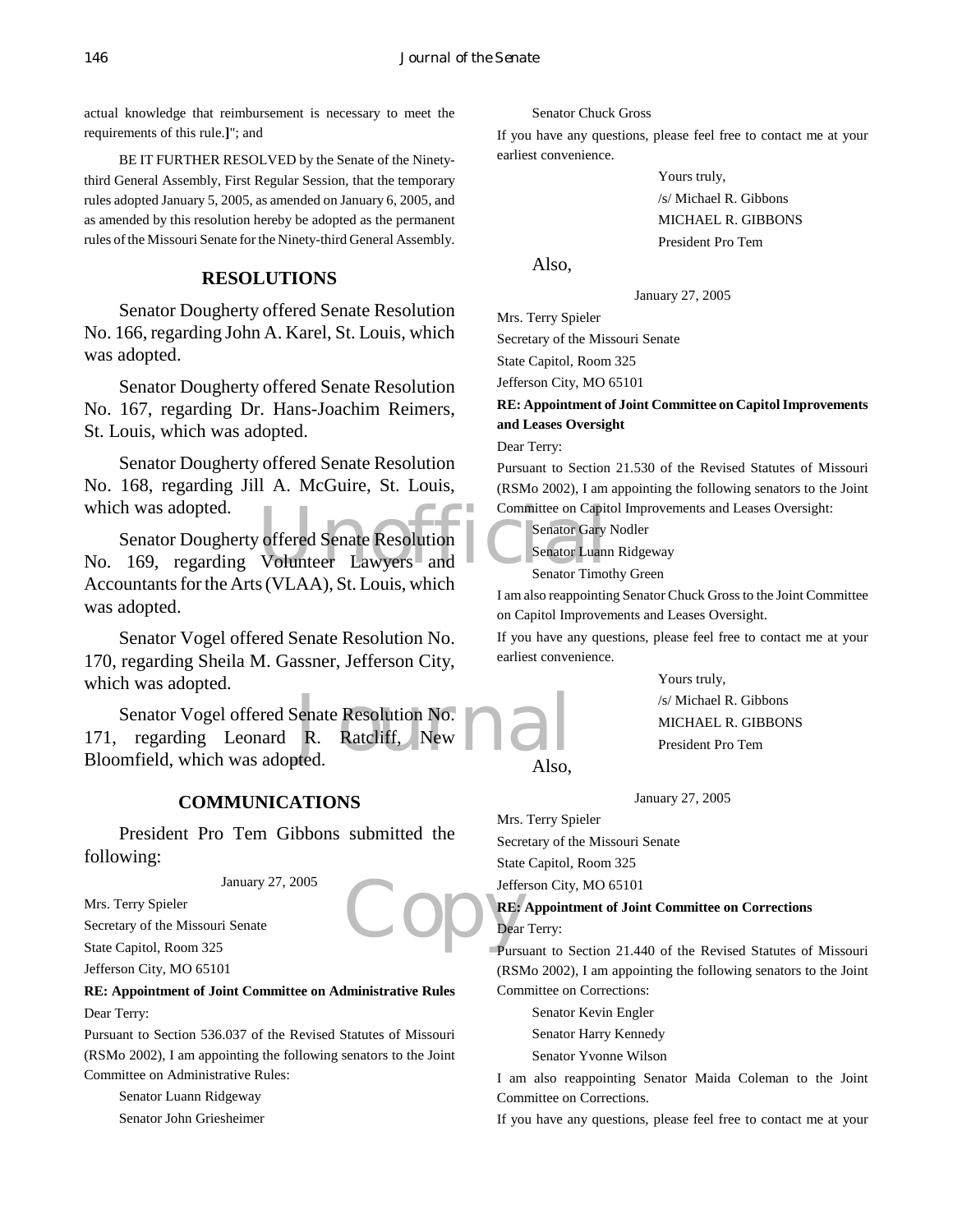actual knowledge that reimbursement is necessary to meet the requirements of this rule.]"; and

BE IT FURTHER RESOLVED by the Senate of the Ninety-third General Assembly, First Regular Session, that the temporary rules adopted January 5, 2005, as amended on January 6, 2005, and as amended by this resolution hereby be adopted as the permanent rules of the Missouri Senate for the Ninety-third General Assembly.

## RESOLUTIONS

Senator Dougherty offered Senate Resolution No. 166, regarding John A. Karel, St. Louis, which was adopted.

Senator Dougherty offered Senate Resolution No. 167, regarding Dr. Hans-Joachim Reimers, St. Louis, which was adopted.

Senator Dougherty offered Senate Resolution No. 168, regarding Jill A. McGuire, St. Louis, which was adopted.

Senator Dougherty offered Senate Resolution No. 169, regarding Volunteer Lawyers and Accountants for the Arts (VLAA), St. Louis, which was adopted.

Senator Vogel offered Senate Resolution No. 170, regarding Sheila M. Gassner, Jefferson City, which was adopted.

Senator Vogel offered Senate Resolution No. 171, regarding Leonard R. Ratcliff, New Bloomfield, which was adopted.

## COMMUNICATIONS

President Pro Tem Gibbons submitted the following:

January 27, 2005

Mrs. Terry Spieler
Secretary of the Missouri Senate
State Capitol, Room 325
Jefferson City, MO 65101

**RE: Appointment of Joint Committee on Administrative Rules**

Dear Terry:

Pursuant to Section 536.037 of the Revised Statutes of Missouri (RSMo 2002), I am appointing the following senators to the Joint Committee on Administrative Rules:

Senator Luann Ridgeway
Senator John Griesheimer
Senator Chuck Gross

If you have any questions, please feel free to contact me at your earliest convenience.

Yours truly,
/s/ Michael R. Gibbons
MICHAEL R. GIBBONS
President Pro Tem

Also,

January 27, 2005

Mrs. Terry Spieler
Secretary of the Missouri Senate
State Capitol, Room 325
Jefferson City, MO 65101

**RE: Appointment of Joint Committee on Capitol Improvements and Leases Oversight**

Dear Terry:

Pursuant to Section 21.530 of the Revised Statutes of Missouri (RSMo 2002), I am appointing the following senators to the Joint Committee on Capitol Improvements and Leases Oversight:

Senator Gary Nodler
Senator Luann Ridgeway
Senator Timothy Green

I am also reappointing Senator Chuck Gross to the Joint Committee on Capitol Improvements and Leases Oversight.

If you have any questions, please feel free to contact me at your earliest convenience.

Yours truly,
/s/ Michael R. Gibbons
MICHAEL R. GIBBONS
President Pro Tem

Also,

January 27, 2005

Mrs. Terry Spieler
Secretary of the Missouri Senate
State Capitol, Room 325
Jefferson City, MO 65101

**RE: Appointment of Joint Committee on Corrections**

Dear Terry:

Pursuant to Section 21.440 of the Revised Statutes of Missouri (RSMo 2002), I am appointing the following senators to the Joint Committee on Corrections:

Senator Kevin Engler
Senator Harry Kennedy
Senator Yvonne Wilson

I am also reappointing Senator Maida Coleman to the Joint Committee on Corrections.

If you have any questions, please feel free to contact me at your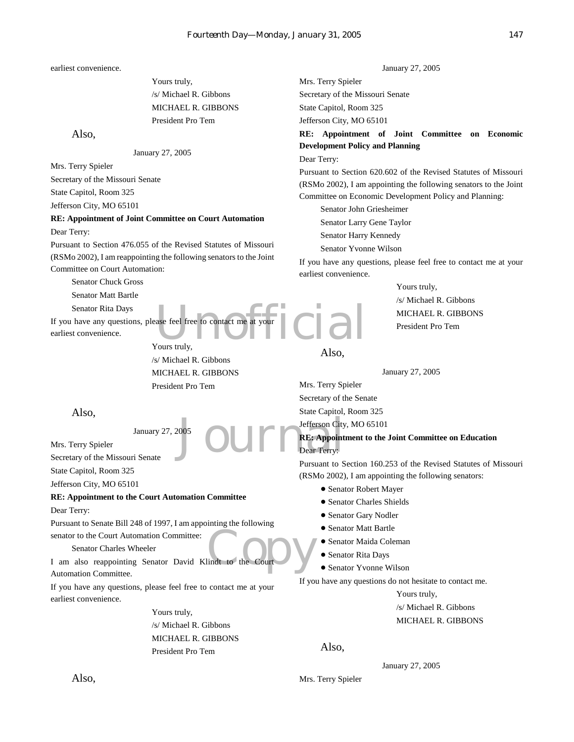earliest convenience.

Yours truly,
/s/ Michael R. Gibbons
MICHAEL R. GIBBONS
President Pro Tem

Also,

January 27, 2005

Mrs. Terry Spieler
Secretary of the Missouri Senate
State Capitol, Room 325
Jefferson City, MO 65101

**RE: Appointment of Joint Committee on Court Automation**

Dear Terry:

Pursuant to Section 476.055 of the Revised Statutes of Missouri (RSMo 2002), I am reappointing the following senators to the Joint Committee on Court Automation:

Senator Chuck Gross
Senator Matt Bartle
Senator Rita Days

If you have any questions, please feel free to contact me at your earliest convenience.

Yours truly,
/s/ Michael R. Gibbons
MICHAEL R. GIBBONS
President Pro Tem

Also,

January 27, 2005

Mrs. Terry Spieler
Secretary of the Missouri Senate
State Capitol, Room 325
Jefferson City, MO 65101

**RE: Appointment to the Court Automation Committee**

Dear Terry:

Pursuant to Senate Bill 248 of 1997, I am appointing the following senator to the Court Automation Committee:

Senator Charles Wheeler

I am also reappointing Senator David Klindt to the Court Automation Committee.

If you have any questions, please feel free to contact me at your earliest convenience.

Yours truly,
/s/ Michael R. Gibbons
MICHAEL R. GIBBONS
President Pro Tem

Also,

January 27, 2005

Mrs. Terry Spieler
Secretary of the Missouri Senate
State Capitol, Room 325
Jefferson City, MO 65101

**RE: Appointment of Joint Committee on Economic Development Policy and Planning**

Dear Terry:

Pursuant to Section 620.602 of the Revised Statutes of Missouri (RSMo 2002), I am appointing the following senators to the Joint Committee on Economic Development Policy and Planning:

Senator John Griesheimer
Senator Larry Gene Taylor
Senator Harry Kennedy
Senator Yvonne Wilson

If you have any questions, please feel free to contact me at your earliest convenience.

Yours truly,
/s/ Michael R. Gibbons
MICHAEL R. GIBBONS
President Pro Tem

Also,

January 27, 2005

Mrs. Terry Spieler
Secretary of the Senate
State Capitol, Room 325
Jefferson City, MO 65101

**RE: Appointment to the Joint Committee on Education**

Dear Terry:

Pursuant to Section 160.253 of the Revised Statutes of Missouri (RSMo 2002), I am appointing the following senators:

- Senator Robert Mayer
- Senator Charles Shields
- Senator Gary Nodler
- Senator Matt Bartle
- Senator Maida Coleman
- Senator Rita Days
- Senator Yvonne Wilson

If you have any questions do not hesitate to contact me.

Yours truly,
/s/ Michael R. Gibbons
MICHAEL R. GIBBONS

Also,

January 27, 2005

Mrs. Terry Spieler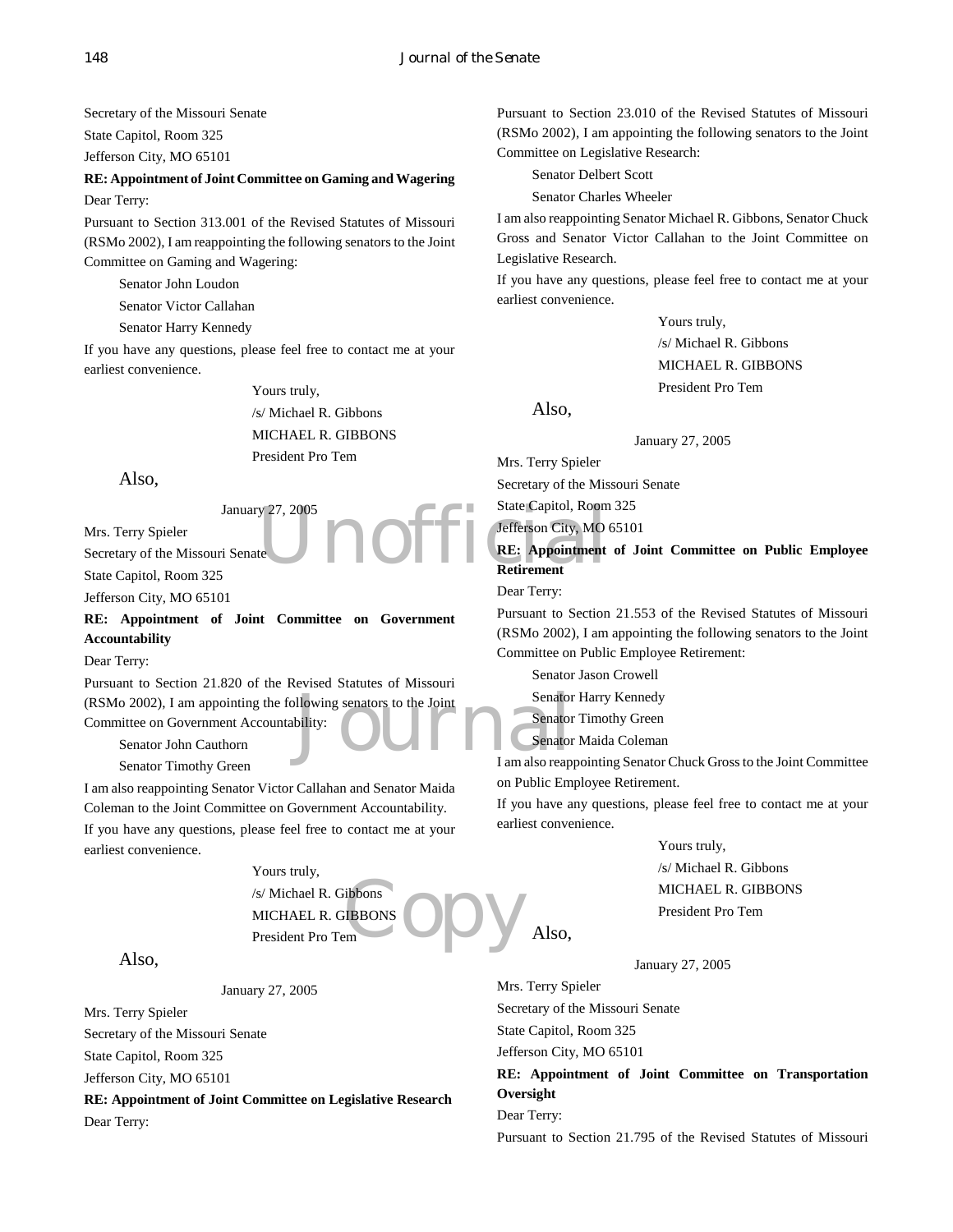Secretary of the Missouri Senate

State Capitol, Room 325

Jefferson City, MO 65101

**RE: Appointment of Joint Committee on Gaming and Wagering**

Dear Terry:

Pursuant to Section 313.001 of the Revised Statutes of Missouri (RSMo 2002), I am reappointing the following senators to the Joint Committee on Gaming and Wagering:

Senator John Loudon

Senator Victor Callahan

Senator Harry Kennedy

If you have any questions, please feel free to contact me at your earliest convenience.

Yours truly,
/s/ Michael R. Gibbons
MICHAEL R. GIBBONS
President Pro Tem

Also,

January 27, 2005

Mrs. Terry Spieler

Secretary of the Missouri Senate

State Capitol, Room 325

Jefferson City, MO 65101

**RE: Appointment of Joint Committee on Government Accountability**

Dear Terry:

Pursuant to Section 21.820 of the Revised Statutes of Missouri (RSMo 2002), I am appointing the following senators to the Joint Committee on Government Accountability:

Senator John Cauthorn

Senator Timothy Green

I am also reappointing Senator Victor Callahan and Senator Maida Coleman to the Joint Committee on Government Accountability.

If you have any questions, please feel free to contact me at your earliest convenience.

Yours truly,
/s/ Michael R. Gibbons
MICHAEL R. GIBBONS
President Pro Tem

Also,

January 27, 2005

Mrs. Terry Spieler

Secretary of the Missouri Senate

State Capitol, Room 325

Jefferson City, MO 65101

**RE: Appointment of Joint Committee on Legislative Research**

Dear Terry:

Pursuant to Section 23.010 of the Revised Statutes of Missouri (RSMo 2002), I am appointing the following senators to the Joint Committee on Legislative Research:

Senator Delbert Scott

Senator Charles Wheeler

I am also reappointing Senator Michael R. Gibbons, Senator Chuck Gross and Senator Victor Callahan to the Joint Committee on Legislative Research.

If you have any questions, please feel free to contact me at your earliest convenience.

Yours truly,
/s/ Michael R. Gibbons
MICHAEL R. GIBBONS
President Pro Tem

Also,

January 27, 2005

Mrs. Terry Spieler

Secretary of the Missouri Senate

State Capitol, Room 325

Jefferson City, MO 65101

**RE: Appointment of Joint Committee on Public Employee Retirement**

Dear Terry:

Pursuant to Section 21.553 of the Revised Statutes of Missouri (RSMo 2002), I am appointing the following senators to the Joint Committee on Public Employee Retirement:

Senator Jason Crowell

Senator Harry Kennedy

Senator Timothy Green

Senator Maida Coleman

I am also reappointing Senator Chuck Gross to the Joint Committee on Public Employee Retirement.

If you have any questions, please feel free to contact me at your earliest convenience.

Yours truly,
/s/ Michael R. Gibbons
MICHAEL R. GIBBONS
President Pro Tem

Also,

January 27, 2005

Mrs. Terry Spieler

Secretary of the Missouri Senate

State Capitol, Room 325

Jefferson City, MO 65101

**RE: Appointment of Joint Committee on Transportation Oversight**

Dear Terry:

Pursuant to Section 21.795 of the Revised Statutes of Missouri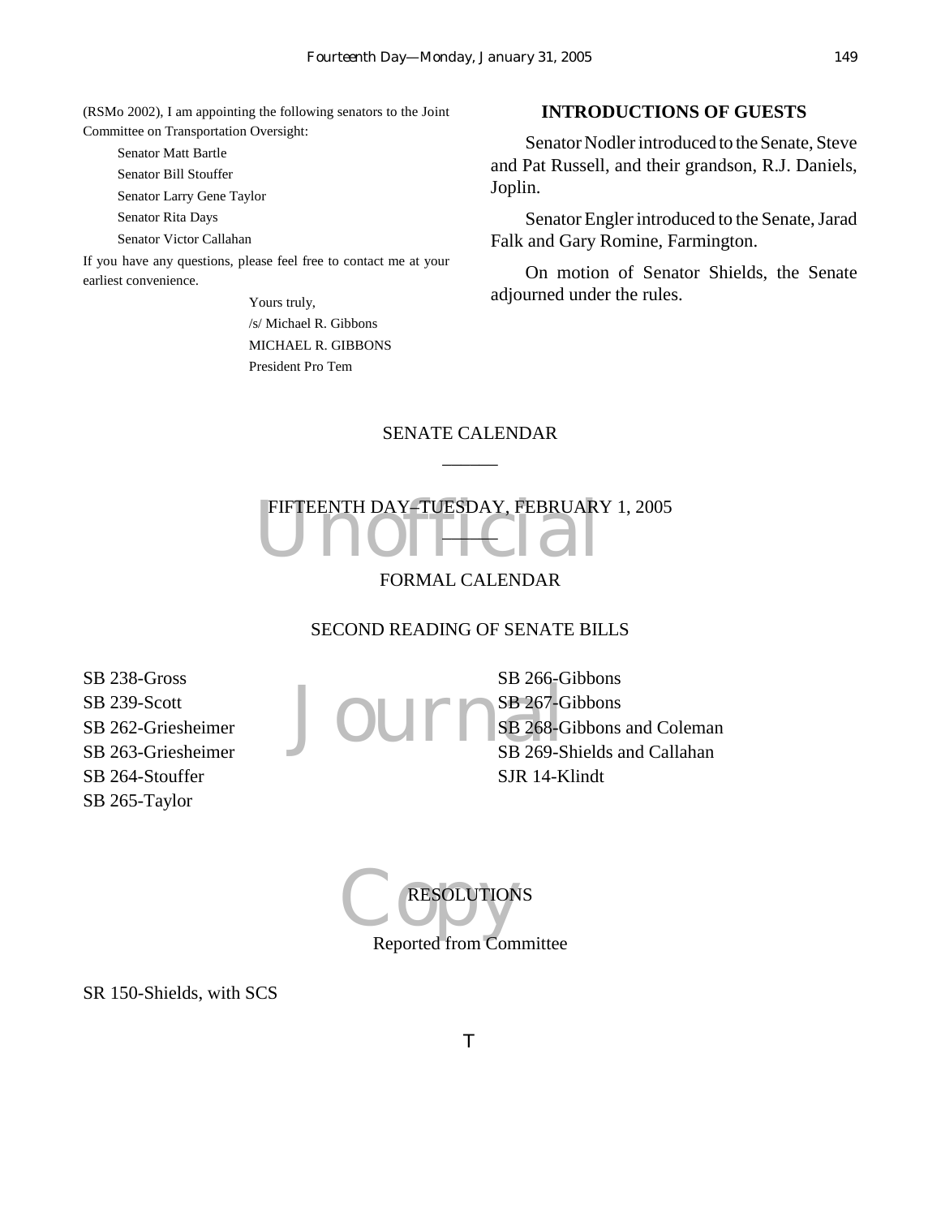(RSMo 2002), I am appointing the following senators to the Joint Committee on Transportation Oversight:

Senator Matt Bartle

Senator Bill Stouffer

Senator Larry Gene Taylor

Senator Rita Days

Senator Victor Callahan

If you have any questions, please feel free to contact me at your earliest convenience.

Yours truly,

/s/ Michael R. Gibbons

MICHAEL R. GIBBONS

President Pro Tem

## INTRODUCTIONS OF GUESTS

Senator Nodler introduced to the Senate, Steve and Pat Russell, and their grandson, R.J. Daniels, Joplin.

Senator Engler introduced to the Senate, Jarad Falk and Gary Romine, Farmington.

On motion of Senator Shields, the Senate adjourned under the rules.

## SENATE CALENDAR

## FIFTEENTH DAY–TUESDAY, FEBRUARY 1, 2005

## FORMAL CALENDAR

### SECOND READING OF SENATE BILLS

SB 238-Gross
SB 239-Scott
SB 262-Griesheimer
SB 263-Griesheimer
SB 264-Stouffer
SB 265-Taylor
SB 266-Gibbons
SB 267-Gibbons
SB 268-Gibbons and Coleman
SB 269-Shields and Callahan
SJR 14-Klindt

### RESOLUTIONS

Reported from Committee

SR 150-Shields, with SCS

T